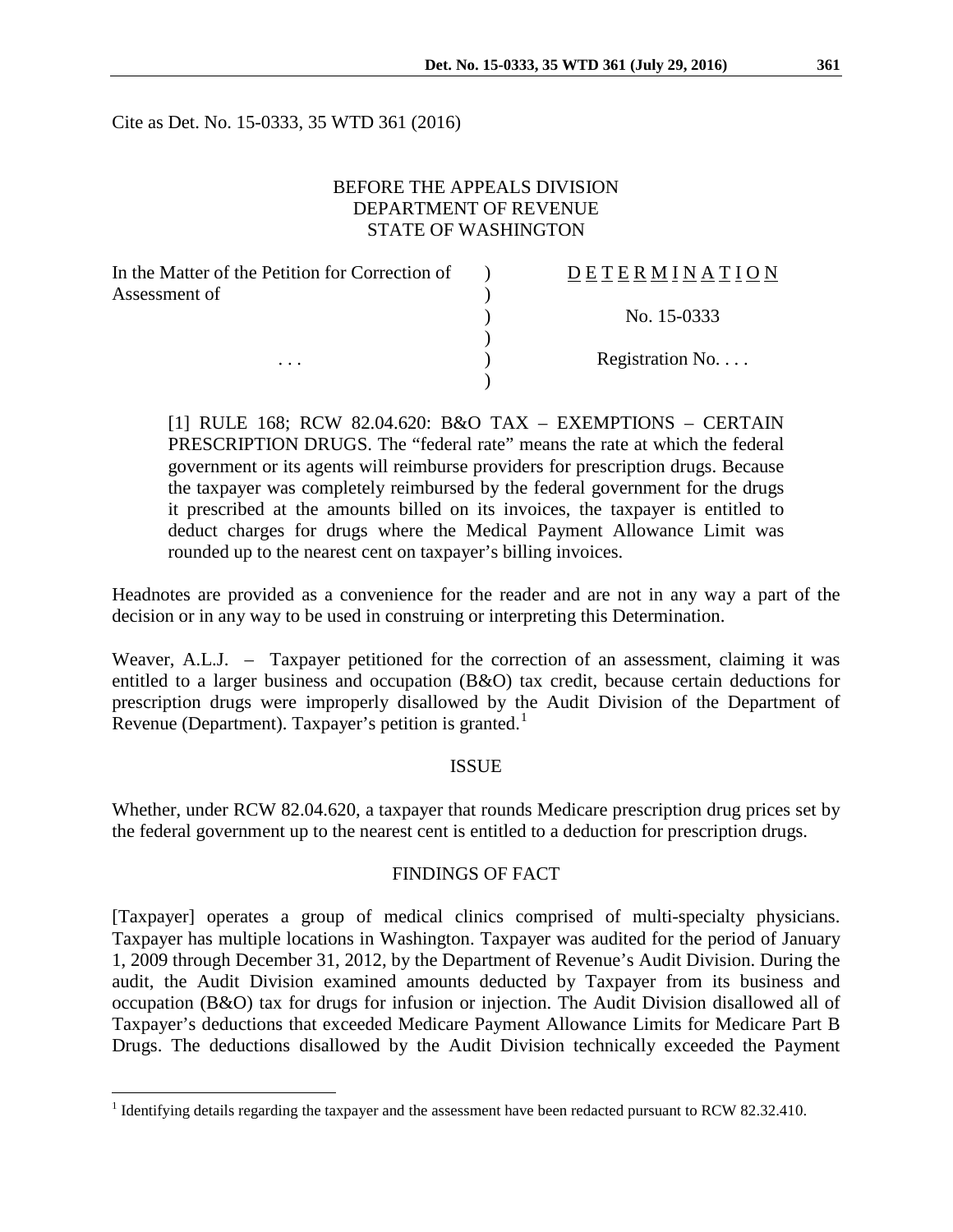Cite as Det. No. 15-0333, 35 WTD 361 (2016)

BEFORE THE APPEALS DIVISION
DEPARTMENT OF REVENUE
STATE OF WASHINGTON

| | | |
|---|---|---|
| In the Matter of the Petition for Correction of Assessment of | ) | D E T E R M I N A T I O N |
| | ) | No. 15-0333 |
| . . . | ) | Registration No. . . . |

[1] RULE 168; RCW 82.04.620: B&O TAX – EXEMPTIONS – CERTAIN PRESCRIPTION DRUGS. The "federal rate" means the rate at which the federal government or its agents will reimburse providers for prescription drugs. Because the taxpayer was completely reimbursed by the federal government for the drugs it prescribed at the amounts billed on its invoices, the taxpayer is entitled to deduct charges for drugs where the Medical Payment Allowance Limit was rounded up to the nearest cent on taxpayer's billing invoices.

Headnotes are provided as a convenience for the reader and are not in any way a part of the decision or in any way to be used in construing or interpreting this Determination.

Weaver, A.L.J. – Taxpayer petitioned for the correction of an assessment, claiming it was entitled to a larger business and occupation (B&O) tax credit, because certain deductions for prescription drugs were improperly disallowed by the Audit Division of the Department of Revenue (Department). Taxpayer's petition is granted.[1]

## ISSUE

Whether, under RCW 82.04.620, a taxpayer that rounds Medicare prescription drug prices set by the federal government up to the nearest cent is entitled to a deduction for prescription drugs.

## FINDINGS OF FACT

[Taxpayer] operates a group of medical clinics comprised of multi-specialty physicians. Taxpayer has multiple locations in Washington. Taxpayer was audited for the period of January 1, 2009 through December 31, 2012, by the Department of Revenue's Audit Division. During the audit, the Audit Division examined amounts deducted by Taxpayer from its business and occupation (B&O) tax for drugs for infusion or injection. The Audit Division disallowed all of Taxpayer's deductions that exceeded Medicare Payment Allowance Limits for Medicare Part B Drugs. The deductions disallowed by the Audit Division technically exceeded the Payment

[1] Identifying details regarding the taxpayer and the assessment have been redacted pursuant to RCW 82.32.410.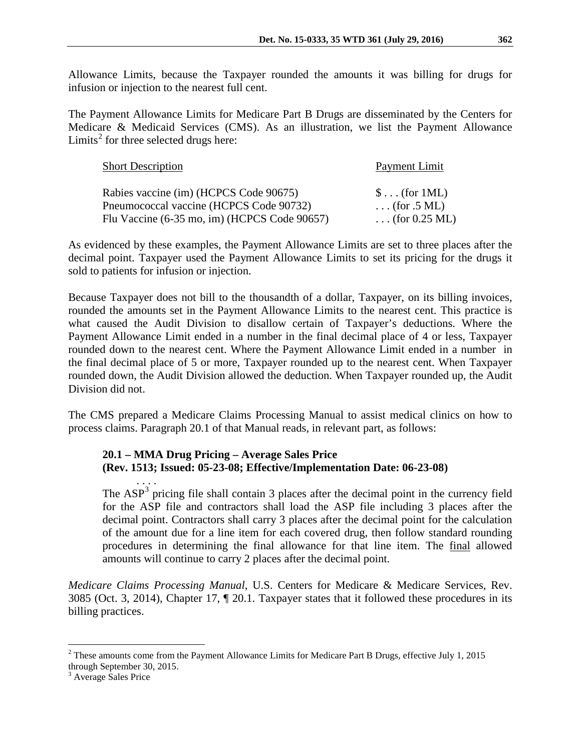Allowance Limits, because the Taxpayer rounded the amounts it was billing for drugs for infusion or injection to the nearest full cent.

The Payment Allowance Limits for Medicare Part B Drugs are disseminated by the Centers for Medicare & Medicaid Services (CMS). As an illustration, we list the Payment Allowance Limits[2] for three selected drugs here:

| Short Description | Payment Limit |
|---|---|
| Rabies vaccine (im) (HCPCS Code 90675) | $ . . . (for 1ML) |
| Pneumococcal vaccine (HCPCS Code 90732) | . . . (for .5 ML) |
| Flu Vaccine (6-35 mo, im) (HCPCS Code 90657) | . . . (for 0.25 ML) |

As evidenced by these examples, the Payment Allowance Limits are set to three places after the decimal point. Taxpayer used the Payment Allowance Limits to set its pricing for the drugs it sold to patients for infusion or injection.

Because Taxpayer does not bill to the thousandth of a dollar, Taxpayer, on its billing invoices, rounded the amounts set in the Payment Allowance Limits to the nearest cent. This practice is what caused the Audit Division to disallow certain of Taxpayer's deductions. Where the Payment Allowance Limit ended in a number in the final decimal place of 4 or less, Taxpayer rounded down to the nearest cent. Where the Payment Allowance Limit ended in a number in the final decimal place of 5 or more, Taxpayer rounded up to the nearest cent. When Taxpayer rounded down, the Audit Division allowed the deduction. When Taxpayer rounded up, the Audit Division did not.

The CMS prepared a Medicare Claims Processing Manual to assist medical clinics on how to process claims. Paragraph 20.1 of that Manual reads, in relevant part, as follows:

> **20.1 – MMA Drug Pricing – Average Sales Price**
> **(Rev. 1513; Issued: 05-23-08; Effective/Implementation Date: 06-23-08)**
>
> . . . .
>
> The ASP[3] pricing file shall contain 3 places after the decimal point in the currency field for the ASP file and contractors shall load the ASP file including 3 places after the decimal point. Contractors shall carry 3 places after the decimal point for the calculation of the amount due for a line item for each covered drug, then follow standard rounding procedures in determining the final allowance for that line item. The final allowed amounts will continue to carry 2 places after the decimal point.

*Medicare Claims Processing Manual*, U.S. Centers for Medicare & Medicare Services, Rev. 3085 (Oct. 3, 2014), Chapter 17, ¶ 20.1. Taxpayer states that it followed these procedures in its billing practices.

---

[2] These amounts come from the Payment Allowance Limits for Medicare Part B Drugs, effective July 1, 2015 through September 30, 2015.

[3] Average Sales Price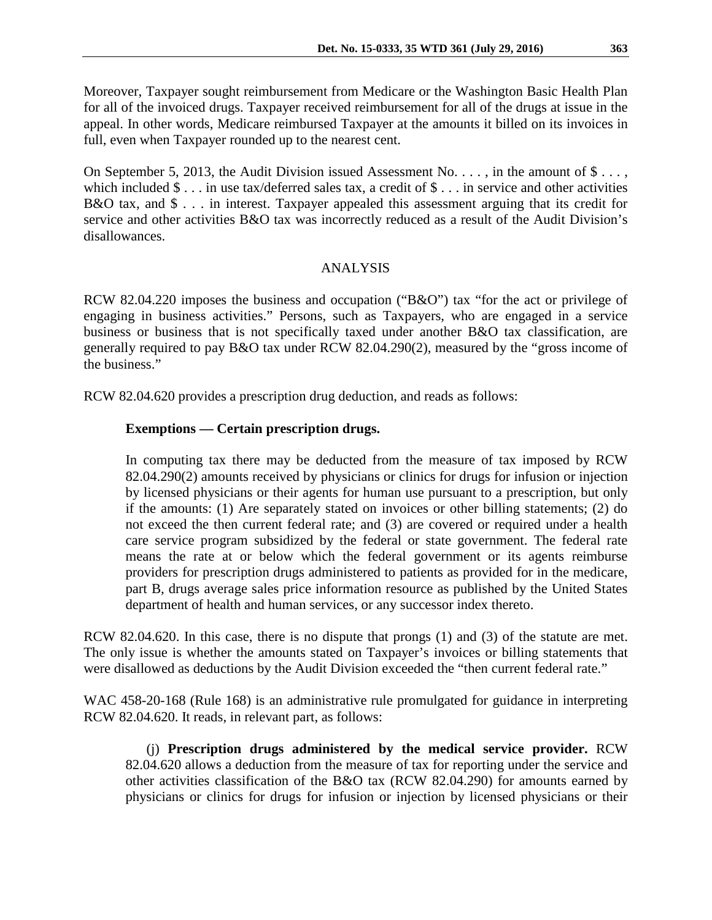Moreover, Taxpayer sought reimbursement from Medicare or the Washington Basic Health Plan for all of the invoiced drugs. Taxpayer received reimbursement for all of the drugs at issue in the appeal. In other words, Medicare reimbursed Taxpayer at the amounts it billed on its invoices in full, even when Taxpayer rounded up to the nearest cent.

On September 5, 2013, the Audit Division issued Assessment No. . . . , in the amount of $ . . . , which included $ . . . in use tax/deferred sales tax, a credit of $ . . . in service and other activities B&O tax, and $ . . . in interest. Taxpayer appealed this assessment arguing that its credit for service and other activities B&O tax was incorrectly reduced as a result of the Audit Division's disallowances.

## ANALYSIS

RCW 82.04.220 imposes the business and occupation ("B&O") tax "for the act or privilege of engaging in business activities." Persons, such as Taxpayers, who are engaged in a service business or business that is not specifically taxed under another B&O tax classification, are generally required to pay B&O tax under RCW 82.04.290(2), measured by the "gross income of the business."

RCW 82.04.620 provides a prescription drug deduction, and reads as follows:

> **Exemptions — Certain prescription drugs.**
>
> In computing tax there may be deducted from the measure of tax imposed by RCW 82.04.290(2) amounts received by physicians or clinics for drugs for infusion or injection by licensed physicians or their agents for human use pursuant to a prescription, but only if the amounts: (1) Are separately stated on invoices or other billing statements; (2) do not exceed the then current federal rate; and (3) are covered or required under a health care service program subsidized by the federal or state government. The federal rate means the rate at or below which the federal government or its agents reimburse providers for prescription drugs administered to patients as provided for in the medicare, part B, drugs average sales price information resource as published by the United States department of health and human services, or any successor index thereto.

RCW 82.04.620. In this case, there is no dispute that prongs (1) and (3) of the statute are met. The only issue is whether the amounts stated on Taxpayer's invoices or billing statements that were disallowed as deductions by the Audit Division exceeded the "then current federal rate."

WAC 458-20-168 (Rule 168) is an administrative rule promulgated for guidance in interpreting RCW 82.04.620. It reads, in relevant part, as follows:

> (j) **Prescription drugs administered by the medical service provider.** RCW 82.04.620 allows a deduction from the measure of tax for reporting under the service and other activities classification of the B&O tax (RCW 82.04.290) for amounts earned by physicians or clinics for drugs for infusion or injection by licensed physicians or their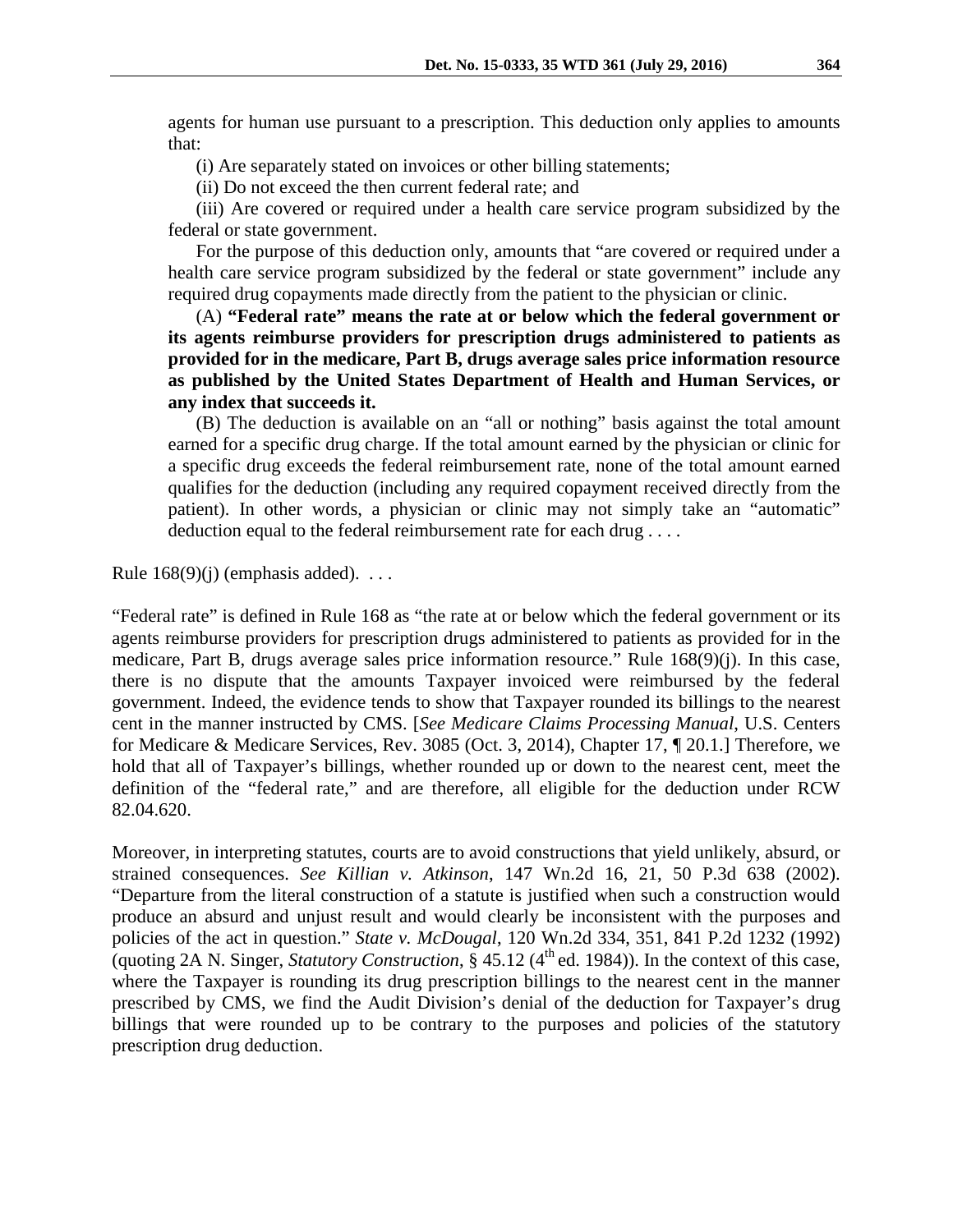agents for human use pursuant to a prescription. This deduction only applies to amounts that:

(i) Are separately stated on invoices or other billing statements;

(ii) Do not exceed the then current federal rate; and

(iii) Are covered or required under a health care service program subsidized by the federal or state government.

For the purpose of this deduction only, amounts that "are covered or required under a health care service program subsidized by the federal or state government" include any required drug copayments made directly from the patient to the physician or clinic.

(A) **"Federal rate" means the rate at or below which the federal government or its agents reimburse providers for prescription drugs administered to patients as provided for in the medicare, Part B, drugs average sales price information resource as published by the United States Department of Health and Human Services, or any index that succeeds it.**

(B) The deduction is available on an "all or nothing" basis against the total amount earned for a specific drug charge. If the total amount earned by the physician or clinic for a specific drug exceeds the federal reimbursement rate, none of the total amount earned qualifies for the deduction (including any required copayment received directly from the patient). In other words, a physician or clinic may not simply take an "automatic" deduction equal to the federal reimbursement rate for each drug . . . .

Rule 168(9)(j) (emphasis added). . . .

"Federal rate" is defined in Rule 168 as "the rate at or below which the federal government or its agents reimburse providers for prescription drugs administered to patients as provided for in the medicare, Part B, drugs average sales price information resource." Rule 168(9)(j). In this case, there is no dispute that the amounts Taxpayer invoiced were reimbursed by the federal government. Indeed, the evidence tends to show that Taxpayer rounded its billings to the nearest cent in the manner instructed by CMS. [*See Medicare Claims Processing Manual*, U.S. Centers for Medicare & Medicare Services, Rev. 3085 (Oct. 3, 2014), Chapter 17, ¶ 20.1.] Therefore, we hold that all of Taxpayer's billings, whether rounded up or down to the nearest cent, meet the definition of the "federal rate," and are therefore, all eligible for the deduction under RCW 82.04.620.

Moreover, in interpreting statutes, courts are to avoid constructions that yield unlikely, absurd, or strained consequences. *See Killian v. Atkinson*, 147 Wn.2d 16, 21, 50 P.3d 638 (2002). "Departure from the literal construction of a statute is justified when such a construction would produce an absurd and unjust result and would clearly be inconsistent with the purposes and policies of the act in question." *State v. McDougal*, 120 Wn.2d 334, 351, 841 P.2d 1232 (1992) (quoting 2A N. Singer, *Statutory Construction*, § 45.12 (4th ed. 1984)). In the context of this case, where the Taxpayer is rounding its drug prescription billings to the nearest cent in the manner prescribed by CMS, we find the Audit Division's denial of the deduction for Taxpayer's drug billings that were rounded up to be contrary to the purposes and policies of the statutory prescription drug deduction.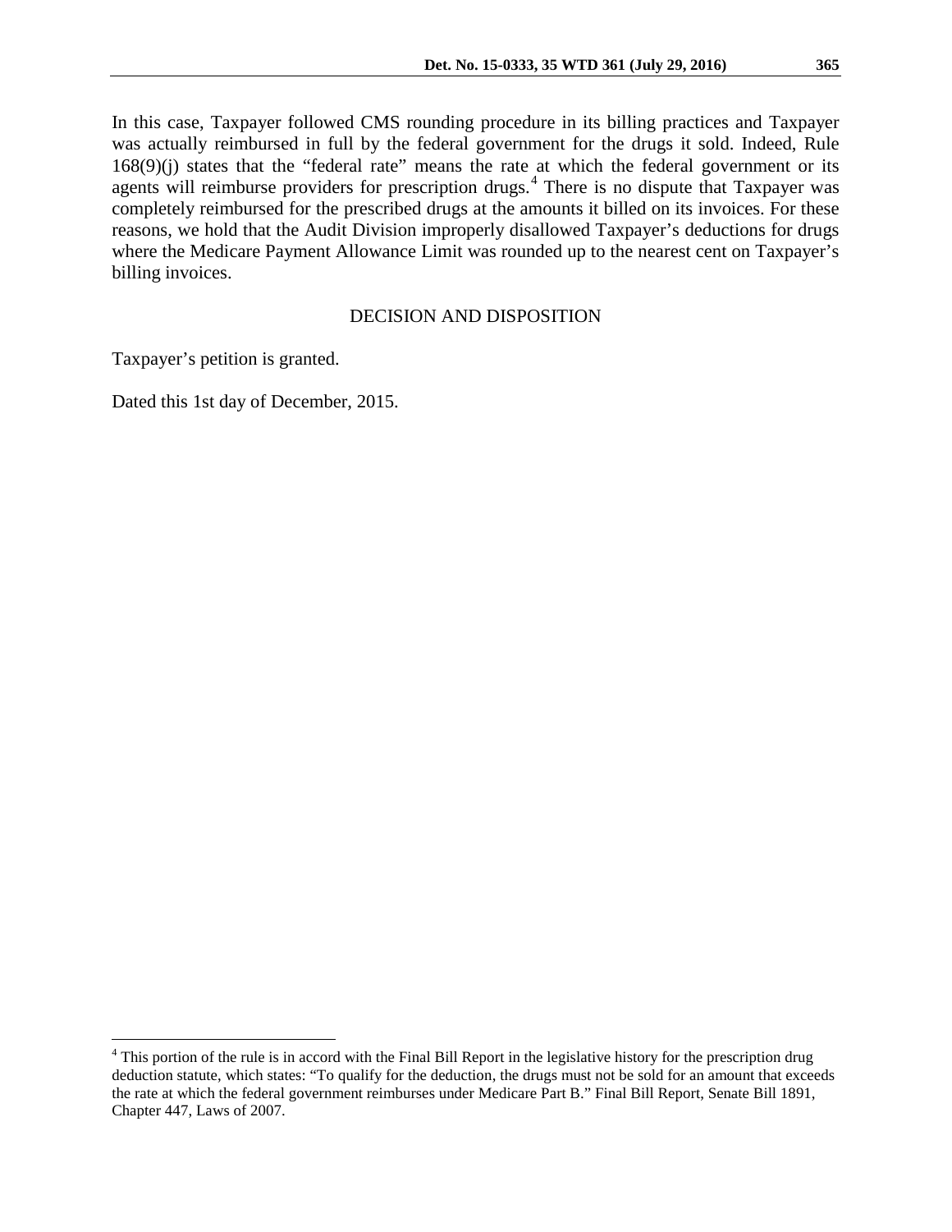In this case, Taxpayer followed CMS rounding procedure in its billing practices and Taxpayer was actually reimbursed in full by the federal government for the drugs it sold. Indeed, Rule 168(9)(j) states that the "federal rate" means the rate at which the federal government or its agents will reimburse providers for prescription drugs.[4] There is no dispute that Taxpayer was completely reimbursed for the prescribed drugs at the amounts it billed on its invoices. For these reasons, we hold that the Audit Division improperly disallowed Taxpayer's deductions for drugs where the Medicare Payment Allowance Limit was rounded up to the nearest cent on Taxpayer's billing invoices.

## DECISION AND DISPOSITION

Taxpayer's petition is granted.

Dated this 1st day of December, 2015.

---

[4] This portion of the rule is in accord with the Final Bill Report in the legislative history for the prescription drug deduction statute, which states: "To qualify for the deduction, the drugs must not be sold for an amount that exceeds the rate at which the federal government reimburses under Medicare Part B." Final Bill Report, Senate Bill 1891, Chapter 447, Laws of 2007.